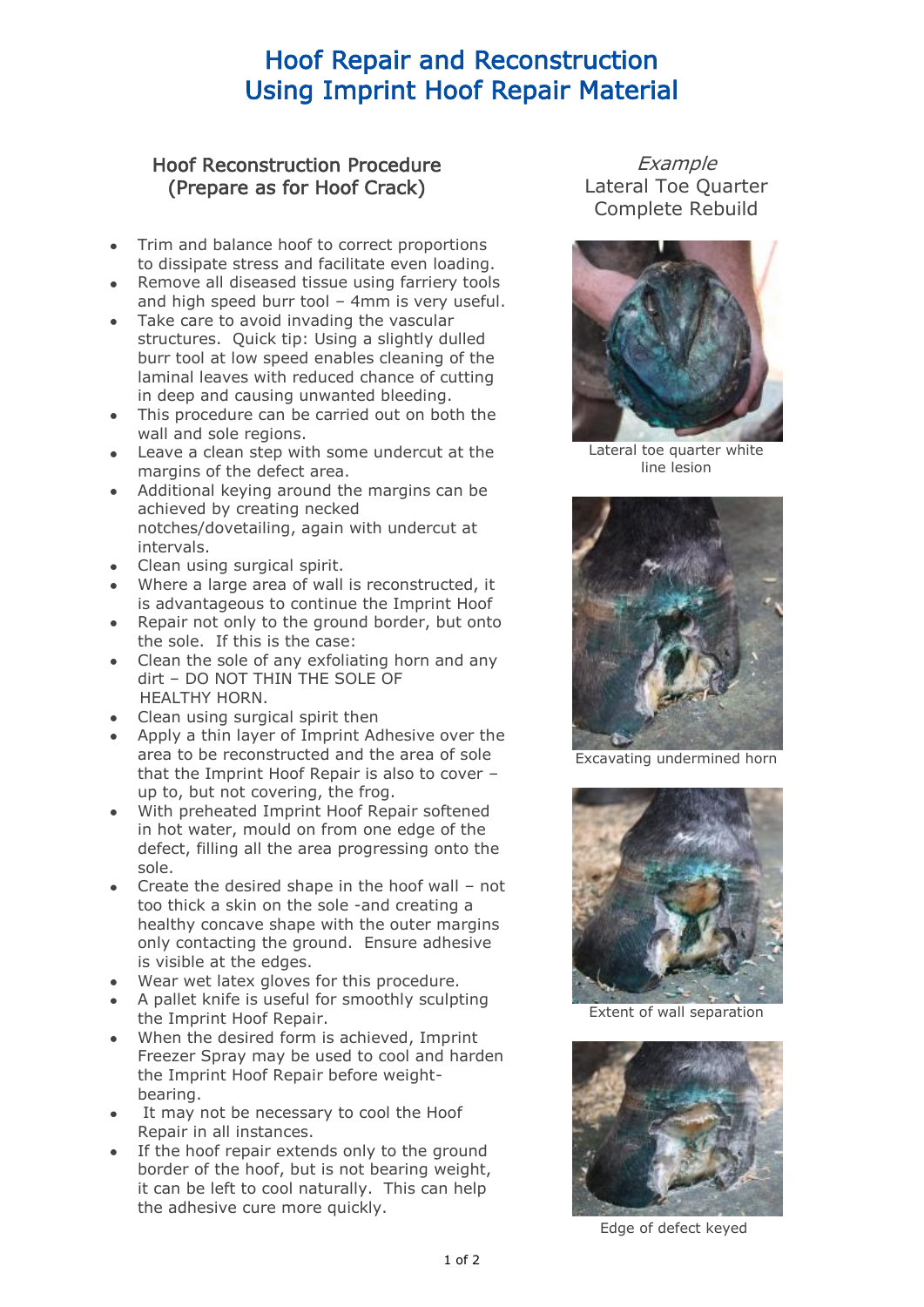# Hoof Repair and Reconstruction Using Imprint Hoof Repair Material

## Hoof Reconstruction Procedure (Prepare as for Hoof Crack)

- Trim and balance hoof to correct proportions to dissipate stress and facilitate even loading.
- Remove all diseased tissue using farriery tools and high speed burr tool – 4mm is very useful.
- Take care to avoid invading the vascular structures. Quick tip: Using a slightly dulled burr tool at low speed enables cleaning of the laminal leaves with reduced chance of cutting in deep and causing unwanted bleeding.
- This procedure can be carried out on both the wall and sole regions.
- Leave a clean step with some undercut at the margins of the defect area.
- Additional keying around the margins can be achieved by creating necked notches/dovetailing, again with undercut at intervals.
- Clean using surgical spirit.
- Where a large area of wall is reconstructed, it is advantageous to continue the Imprint Hoof
- Repair not only to the ground border, but onto the sole. If this is the case:
- Clean the sole of any exfoliating horn and any dirt – DO NOT THIN THE SOLE OF HEALTHY HORN.
- Clean using surgical spirit then
- Apply a thin layer of Imprint Adhesive over the area to be reconstructed and the area of sole that the Imprint Hoof Repair is also to cover – up to, but not covering, the frog.
- With preheated Imprint Hoof Repair softened in hot water, mould on from one edge of the defect, filling all the area progressing onto the sole.
- Create the desired shape in the hoof wall – not too thick a skin on the sole -and creating a healthy concave shape with the outer margins only contacting the ground. Ensure adhesive is visible at the edges.
- Wear wet latex gloves for this procedure.
- A pallet knife is useful for smoothly sculpting the Imprint Hoof Repair.
- When the desired form is achieved, Imprint Freezer Spray may be used to cool and harden the Imprint Hoof Repair before weight-bearing.
- It may not be necessary to cool the Hoof Repair in all instances.
- If the hoof repair extends only to the ground border of the hoof, but is not bearing weight, it can be left to cool naturally. This can help the adhesive cure more quickly.

*Example*
Lateral Toe Quarter Complete Rebuild

Lateral toe quarter white line lesion

Excavating undermined horn

Extent of wall separation

Edge of defect keyed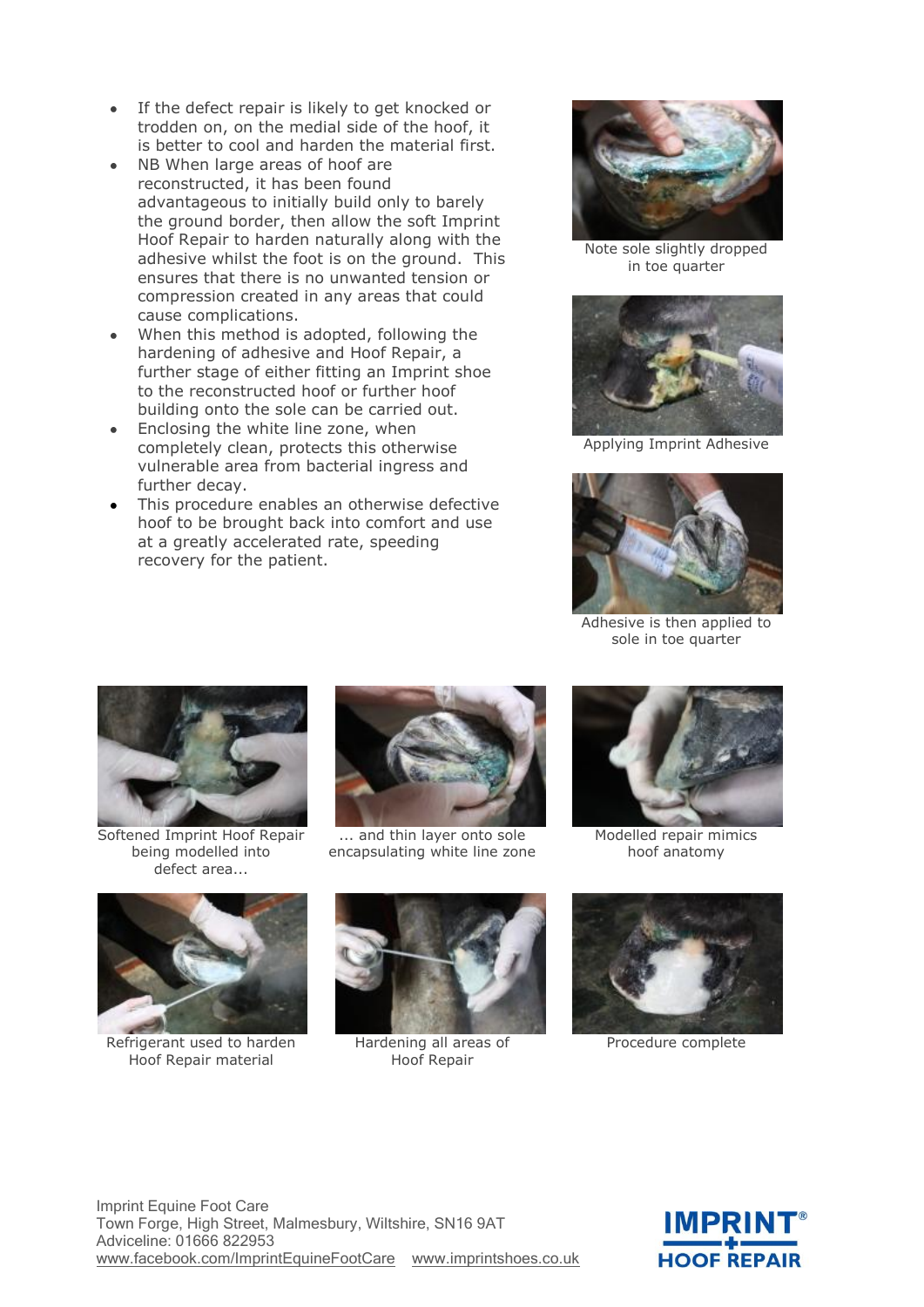- If the defect repair is likely to get knocked or trodden on, on the medial side of the hoof, it is better to cool and harden the material first.
- NB When large areas of hoof are reconstructed, it has been found advantageous to initially build only to barely the ground border, then allow the soft Imprint Hoof Repair to harden naturally along with the adhesive whilst the foot is on the ground. This ensures that there is no unwanted tension or compression created in any areas that could cause complications.
- When this method is adopted, following the hardening of adhesive and Hoof Repair, a further stage of either fitting an Imprint shoe to the reconstructed hoof or further hoof building onto the sole can be carried out.
- Enclosing the white line zone, when completely clean, protects this otherwise vulnerable area from bacterial ingress and further decay.
- This procedure enables an otherwise defective hoof to be brought back into comfort and use at a greatly accelerated rate, speeding recovery for the patient.

Note sole slightly dropped in toe quarter

Applying Imprint Adhesive

Adhesive is then applied to sole in toe quarter

Softened Imprint Hoof Repair being modelled into defect area...

... and thin layer onto sole encapsulating white line zone

Modelled repair mimics hoof anatomy

Refrigerant used to harden Hoof Repair material

Hardening all areas of Hoof Repair

Procedure complete

Imprint Equine Foot Care
Town Forge, High Street, Malmesbury, Wiltshire, SN16 9AT
Adviceline: 01666 822953
www.facebook.com/ImprintEquineFootCare www.imprintshoes.co.uk

IMPRINT® HOOF REPAIR